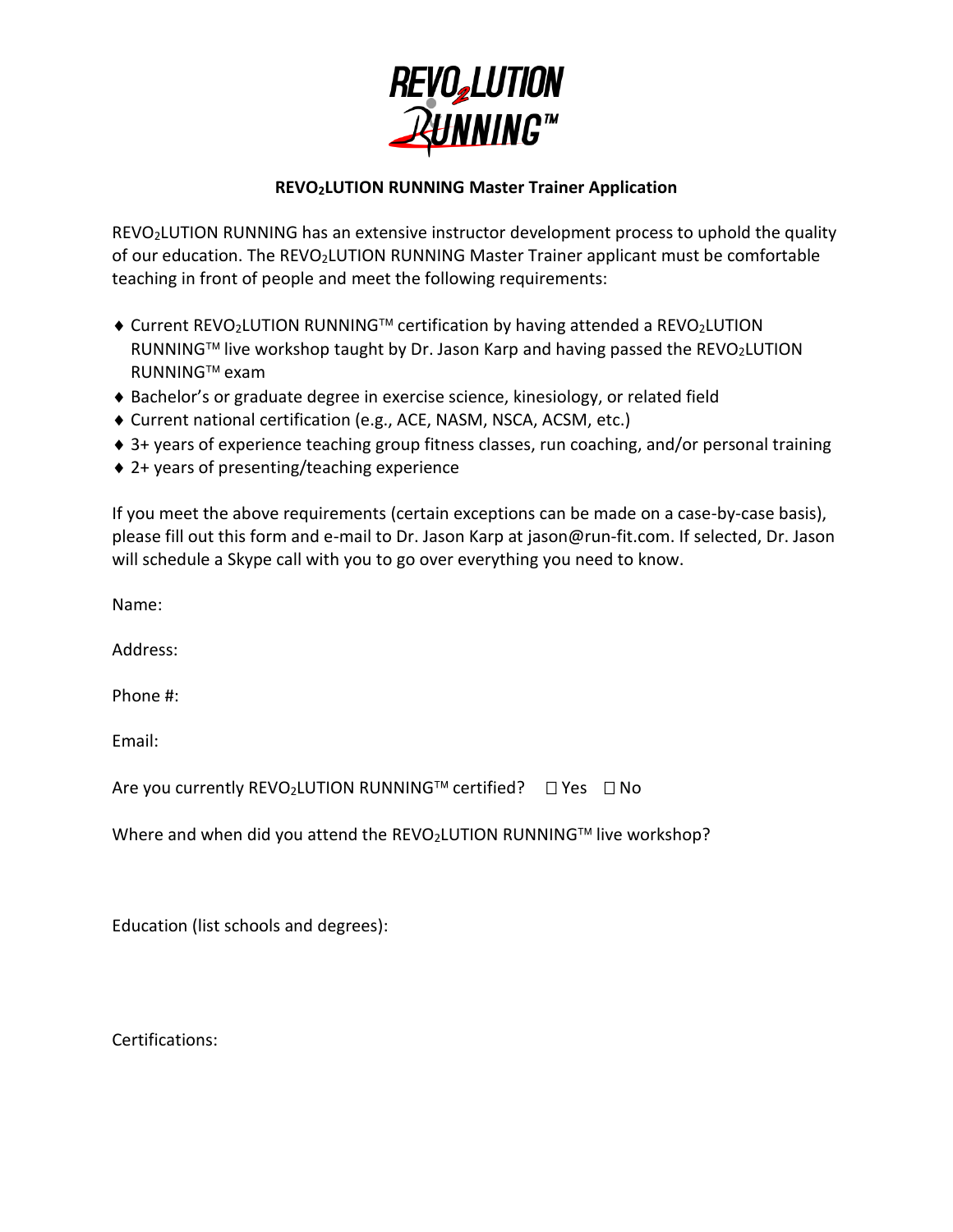# REVO$_2$LUTION RUNNING™

## REVO$_2$LUTION RUNNING Master Trainer Application

REVO$_2$LUTION RUNNING has an extensive instructor development process to uphold the quality of our education. The REVO$_2$LUTION RUNNING Master Trainer applicant must be comfortable teaching in front of people and meet the following requirements:

- Current REVO$_2$LUTION RUNNING™ certification by having attended a REVO$_2$LUTION RUNNING™ live workshop taught by Dr. Jason Karp and having passed the REVO$_2$LUTION RUNNING™ exam
- Bachelor's or graduate degree in exercise science, kinesiology, or related field
- Current national certification (e.g., ACE, NASM, NSCA, ACSM, etc.)
- 3+ years of experience teaching group fitness classes, run coaching, and/or personal training
- 2+ years of presenting/teaching experience

If you meet the above requirements (certain exceptions can be made on a case-by-case basis), please fill out this form and e-mail to Dr. Jason Karp at jason@run-fit.com. If selected, Dr. Jason will schedule a Skype call with you to go over everything you need to know.

Name:

Address:

Phone #:

Email:

Are you currently REVO$_2$LUTION RUNNING™ certified? ☐ Yes ☐ No

Where and when did you attend the REVO$_2$LUTION RUNNING™ live workshop?

Education (list schools and degrees):

Certifications: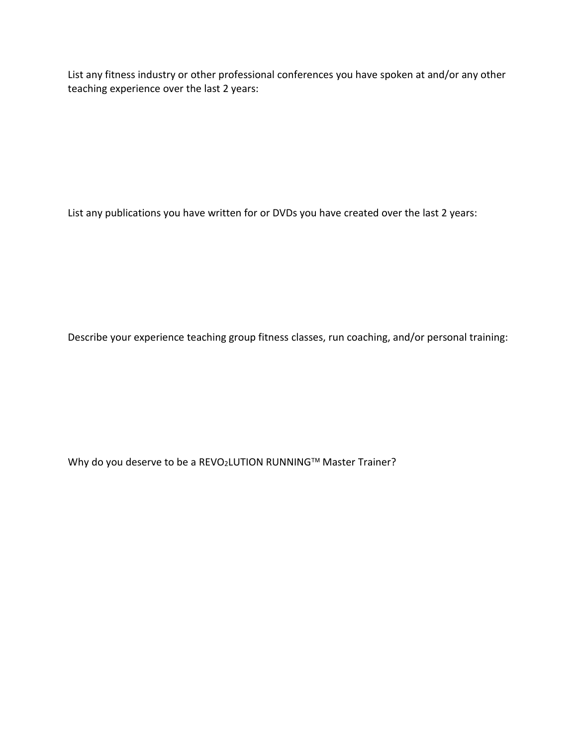List any fitness industry or other professional conferences you have spoken at and/or any other teaching experience over the last 2 years:

List any publications you have written for or DVDs you have created over the last 2 years:

Describe your experience teaching group fitness classes, run coaching, and/or personal training:

Why do you deserve to be a REVO$_2$LUTION RUNNING™ Master Trainer?